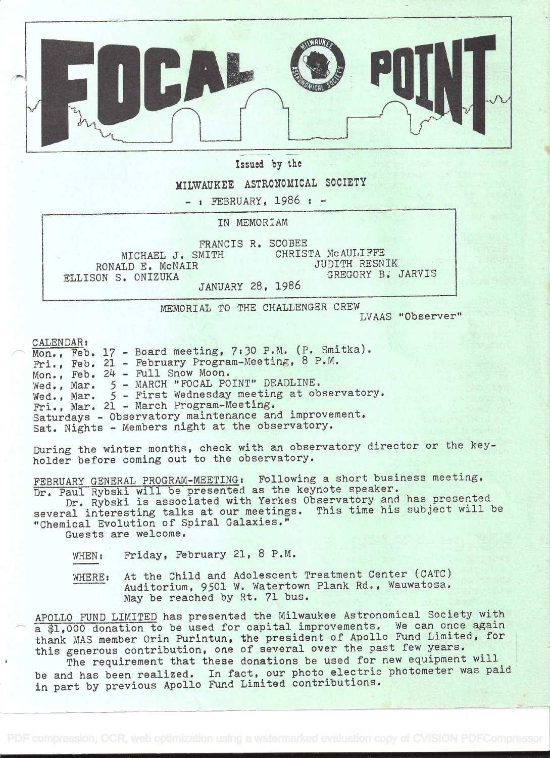# FOCAL POINT

Issued by the

MILWAUKEE ASTRONOMICAL SOCIETY

- : FEBRUARY, 1986 : -

IN MEMORIAM

FRANCIS R. SCOBEE
MICHAEL J. SMITH — CHRISTA McAULIFFE
RONALD E. McNAIR — JUDITH RESNIK
ELLISON S. ONIZUKA — GREGORY B. JARVIS

JANUARY 28, 1986

MEMORIAL TO THE CHALLENGER CREW

LVAAS "Observer"

CALENDAR:

Mon., Feb. 17 - Board meeting, 7:30 P.M. (P. Smitka).
Fri., Feb. 21 - February Program-Meeting, 8 P.M.
Mon., Feb. 24 - Full Snow Moon.
Wed., Mar. 5 - MARCH "FOCAL POINT" DEADLINE.
Wed., Mar. 5 - First Wednesday meeting at observatory.
Fri., Mar. 21 - March Program-Meeting.
Saturdays - Observatory maintenance and improvement.
Sat. Nights - Members night at the observatory.

During the winter months, check with an observatory director or the key-holder before coming out to the observatory.

FEBRUARY GENERAL PROGRAM-MEETING: Following a short business meeting, Dr. Paul Rybski will be presented as the keynote speaker.

Dr. Rybski is associated with Yerkes Observatory and has presented several interesting talks at our meetings. This time his subject will be "Chemical Evolution of Spiral Galaxies."

Guests are welcome.

WHEN: Friday, February 21, 8 P.M.

WHERE: At the Child and Adolescent Treatment Center (CATC) Auditorium, 9501 W. Watertown Plank Rd., Wauwatosa. May be reached by Rt. 71 bus.

APOLLO FUND LIMITED has presented the Milwaukee Astronomical Society with a $1,000 donation to be used for capital improvements. We can once again thank MAS member Orin Purintun, the president of Apollo Fund Limited, for this generous contribution, one of several over the past few years.

The requirement that these donations be used for new equipment will be and has been realized. In fact, our photo electric photometer was paid in part by previous Apollo Fund Limited contributions.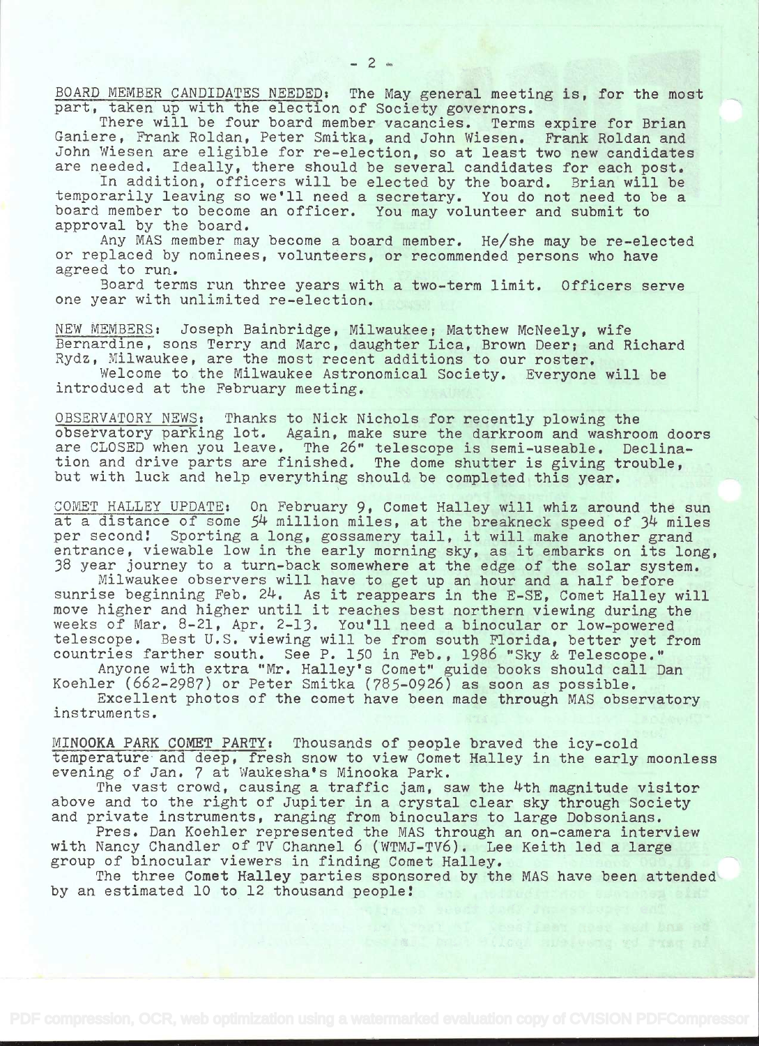BOARD MEMBER CANDIDATES NEEDED: The May general meeting is, for the most part, taken up with the election of Society governors.

There will be four board member vacancies. Terms expire for Brian Ganiere, Frank Roldan, Peter Smitka, and John Wiesen. Frank Roldan and John Wiesen are eligible for re-election, so at least two new candidates are needed. Ideally, there should be several candidates for each post.

In addition, officers will be elected by the board. Brian will be temporarily leaving so we'll need a secretary. You do not need to be a board member to become an officer. You may volunteer and submit to approval by the board.

Any MAS member may become a board member. He/she may be re-elected or replaced by nominees, volunteers, or recommended persons who have agreed to run.

Board terms run three years with a two-term limit. Officers serve one year with unlimited re-election.

NEW MEMBERS: Joseph Bainbridge, Milwaukee; Matthew McNeely, wife Bernardine, sons Terry and Marc, daughter Lica, Brown Deer; and Richard Rydz, Milwaukee, are the most recent additions to our roster.

Welcome to the Milwaukee Astronomical Society. Everyone will be introduced at the February meeting.

OBSERVATORY NEWS: Thanks to Nick Nichols for recently plowing the observatory parking lot. Again, make sure the darkroom and washroom doors are CLOSED when you leave. The 26" telescope is semi-useable. Declination and drive parts are finished. The dome shutter is giving trouble, but with luck and help everything should be completed this year.

COMET HALLEY UPDATE: On February 9, Comet Halley will whiz around the sun at a distance of some 54 million miles, at the breakneck speed of 34 miles per second! Sporting a long, gossamery tail, it will make another grand entrance, viewable low in the early morning sky, as it embarks on its long, 38 year journey to a turn-back somewhere at the edge of the solar system.

Milwaukee observers will have to get up an hour and a half before sunrise beginning Feb. 24. As it reappears in the E-SE, Comet Halley will move higher and higher until it reaches best northern viewing during the weeks of Mar. 8-21, Apr. 2-13. You'll need a binocular or low-powered telescope. Best U.S. viewing will be from south Florida, better yet from countries farther south. See P. 150 in Feb., 1986 "Sky & Telescope."

Anyone with extra "Mr. Halley's Comet" guide books should call Dan Koehler (662-2987) or Peter Smitka (785-0926) as soon as possible.

Excellent photos of the comet have been made through MAS observatory instruments.

MINOOKA PARK COMET PARTY: Thousands of people braved the icy-cold temperature and deep, fresh snow to view Comet Halley in the early moonless evening of Jan. 7 at Waukesha's Minooka Park.

The vast crowd, causing a traffic jam, saw the 4th magnitude visitor above and to the right of Jupiter in a crystal clear sky through Society and private instruments, ranging from binoculars to large Dobsonians.

Pres. Dan Koehler represented the MAS through an on-camera interview with Nancy Chandler of TV Channel 6 (WTMJ-TV6). Lee Keith led a large group of binocular viewers in finding Comet Halley.

The three Comet Halley parties sponsored by the MAS have been attended by an estimated 10 to 12 thousand people!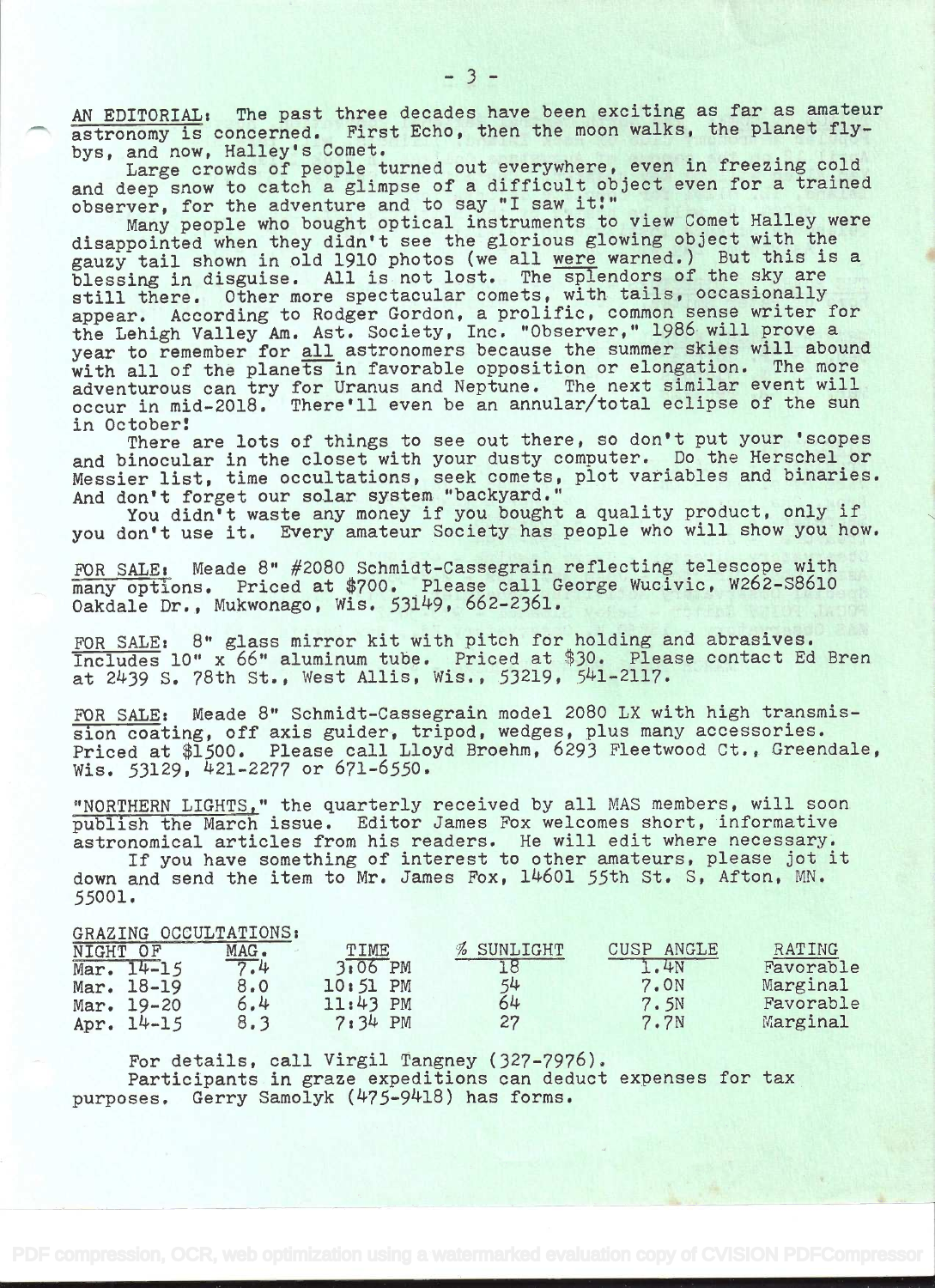AN EDITORIAL: The past three decades have been exciting as far as amateur astronomy is concerned. First Echo, then the moon walks, the planet fly-bys, and now, Halley's Comet.

Large crowds of people turned out everywhere, even in freezing cold and deep snow to catch a glimpse of a difficult object even for a trained observer, for the adventure and to say "I saw it!"

Many people who bought optical instruments to view Comet Halley were disappointed when they didn't see the glorious glowing object with the gauzy tail shown in old 1910 photos (we all were warned.) But this is a blessing in disguise. All is not lost. The splendors of the sky are still there. Other more spectacular comets, with tails, occasionally appear. According to Rodger Gordon, a prolific, common sense writer for the Lehigh Valley Am. Ast. Society, Inc. "Observer," 1986 will prove a year to remember for all astronomers because the summer skies will abound with all of the planets in favorable opposition or elongation. The more adventurous can try for Uranus and Neptune. The next similar event will occur in mid-2018. There'll even be an annular/total eclipse of the sun in October!

There are lots of things to see out there, so don't put your 'scopes and binocular in the closet with your dusty computer. Do the Herschel or Messier list, time occultations, seek comets, plot variables and binaries. And don't forget our solar system "backyard."

You didn't waste any money if you bought a quality product, only if you don't use it. Every amateur Society has people who will show you how.

FOR SALE: Meade 8" #2080 Schmidt-Cassegrain reflecting telescope with many options. Priced at $700. Please call George Wucivic, W262-S8610 Oakdale Dr., Mukwonago, Wis. 53149, 662-2361.

FOR SALE: 8" glass mirror kit with pitch for holding and abrasives. Includes 10" x 66" aluminum tube. Priced at $30. Please contact Ed Bren at 2439 S. 78th St., West Allis, Wis., 53219, 541-2117.

FOR SALE: Meade 8" Schmidt-Cassegrain model 2080 LX with high transmission coating, off axis guider, tripod, wedges, plus many accessories. Priced at $1500. Please call Lloyd Broehm, 6293 Fleetwood Ct., Greendale, Wis. 53129, 421-2277 or 671-6550.

"NORTHERN LIGHTS," the quarterly received by all MAS members, will soon publish the March issue. Editor James Fox welcomes short, informative astronomical articles from his readers. He will edit where necessary.

If you have something of interest to other amateurs, please jot it down and send the item to Mr. James Fox, 14601 55th St. S, Afton, MN. 55001.

GRAZING OCCULTATIONS:

| NIGHT OF | MAG. | TIME | % SUNLIGHT | CUSP ANGLE | RATING |
|---|---|---|---|---|---|
| Mar. 14-15 | 7.4 | 3:06 PM | 18 | 1.4N | Favorable |
| Mar. 18-19 | 8.0 | 10:51 PM | 54 | 7.0N | Marginal |
| Mar. 19-20 | 6.4 | 11:43 PM | 64 | 7.5N | Favorable |
| Apr. 14-15 | 8.3 | 7:34 PM | 27 | 7.7N | Marginal |

For details, call Virgil Tangney (327-7976).

Participants in graze expeditions can deduct expenses for tax purposes. Gerry Samolyk (475-9418) has forms.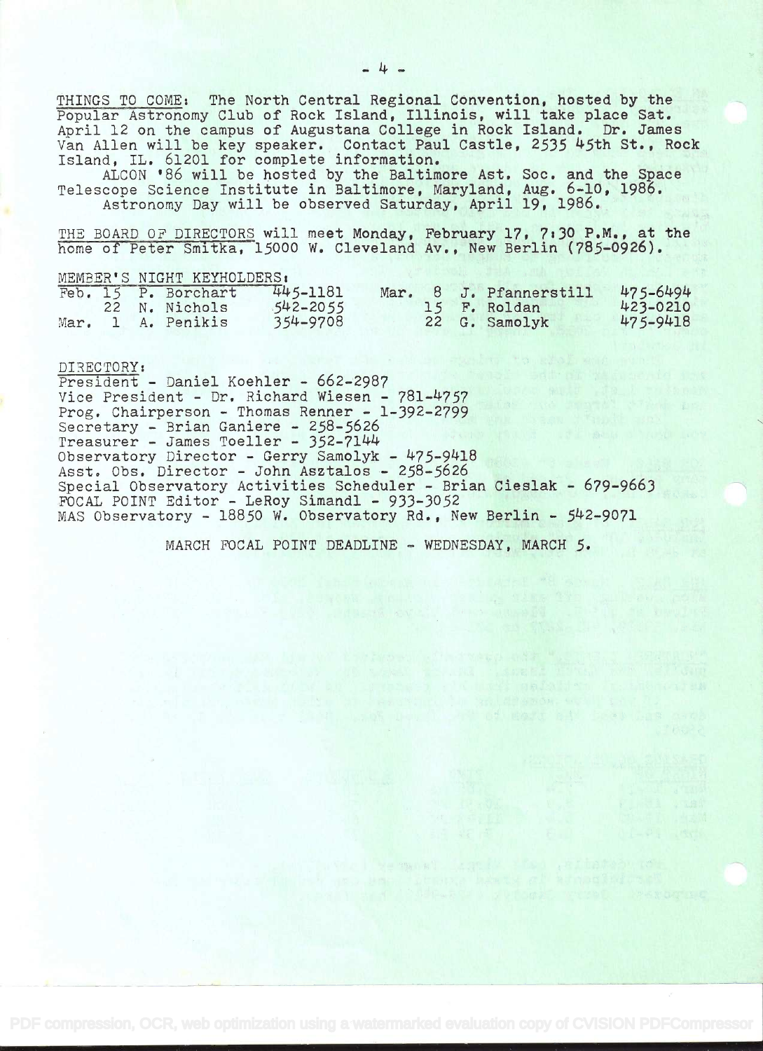THINGS TO COME: The North Central Regional Convention, hosted by the Popular Astronomy Club of Rock Island, Illinois, will take place Sat. April 12 on the campus of Augustana College in Rock Island. Dr. James Van Allen will be key speaker. Contact Paul Castle, 2535 45th St., Rock Island, IL. 61201 for complete information.

ALCON '86 will be hosted by the Baltimore Ast. Soc. and the Space Telescope Science Institute in Baltimore, Maryland, Aug. 6-10, 1986.

Astronomy Day will be observed Saturday, April 19, 1986.

THE BOARD OF DIRECTORS will meet Monday, February 17, 7:30 P.M., at the home of Peter Smitka, 15000 W. Cleveland Av., New Berlin (785-0926).

MEMBER'S NIGHT KEYHOLDERS:

| | | | | | |
|---|---|---|---|---|---|
| Feb. 15 | P. Borchart | 445-1181 | Mar. 8 | J. Pfannerstill | 475-6494 |
| 22 | N. Nichols | 542-2055 | 15 | F. Roldan | 423-0210 |
| Mar. 1 | A. Penikis | 354-9708 | 22 | G. Samolyk | 475-9418 |

DIRECTORY:

President - Daniel Koehler - 662-2987
Vice President - Dr. Richard Wiesen - 781-4757
Prog. Chairperson - Thomas Renner - 1-392-2799
Secretary - Brian Ganiere - 258-5626
Treasurer - James Toeller - 352-7144
Observatory Director - Gerry Samolyk - 475-9418
Asst. Obs. Director - John Asztalos - 258-5626
Special Observatory Activities Scheduler - Brian Cieslak - 679-9663
FOCAL POINT Editor - LeRoy Simandl - 933-3052
MAS Observatory - 18850 W. Observatory Rd., New Berlin - 542-9071

MARCH FOCAL POINT DEADLINE - WEDNESDAY, MARCH 5.